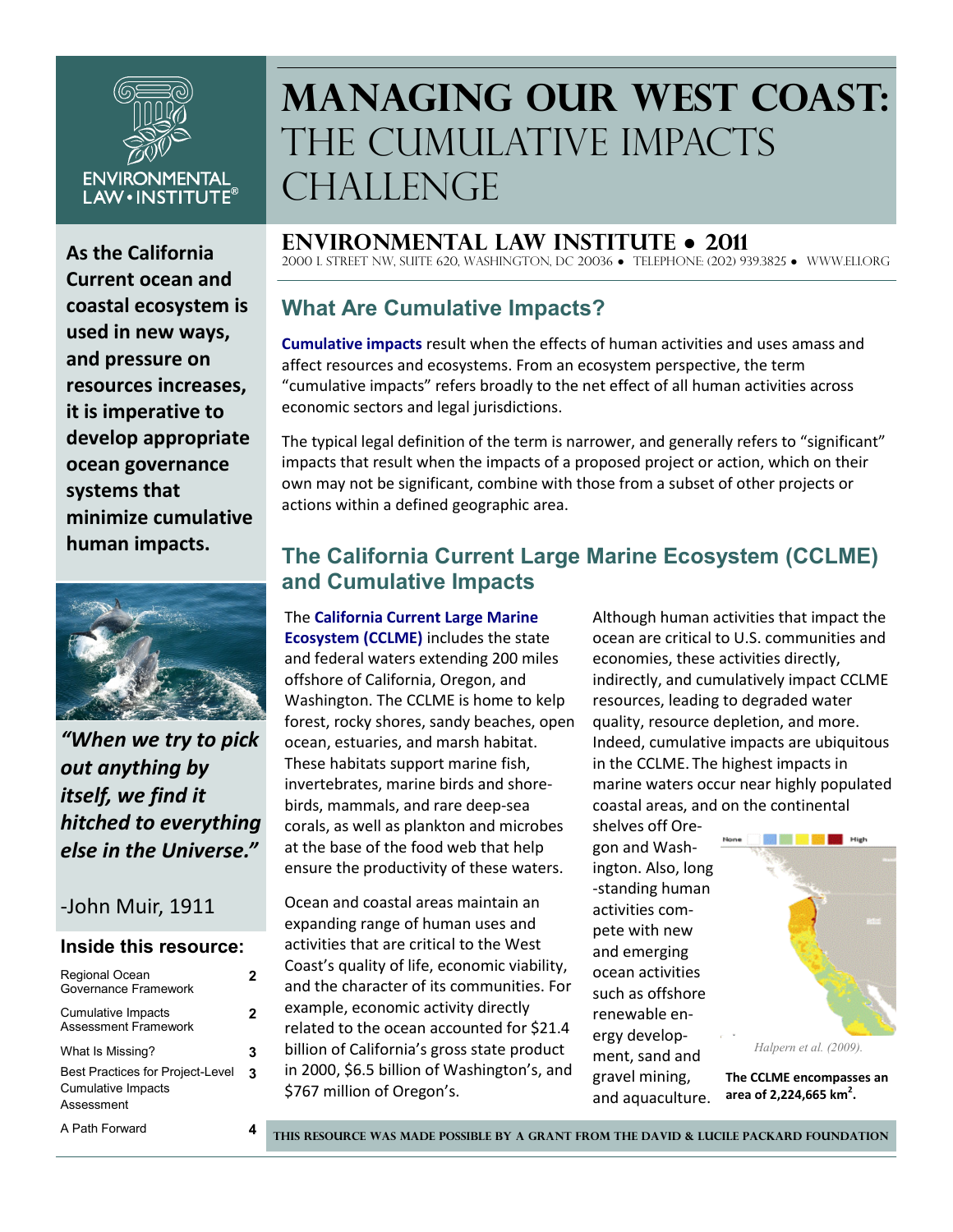# Managing Our West Coast: The Cumulative Impacts Challenge

**Environmental Law Institute • 2011**

2000 L Street NW, Suite 620, Washington, DC 20036 • Telephone: (202) 939.3825 • www.eli.org

**As the California Current ocean and coastal ecosystem is used in new ways, and pressure on resources increases, it is imperative to develop appropriate ocean governance systems that minimize cumulative human impacts.**

***"When we try to pick out anything by itself, we find it hitched to everything else in the Universe."***

-John Muir, 1911

### Inside this resource:

| | |
|---|---|
| Regional Ocean Governance Framework | 2 |
| Cumulative Impacts Assessment Framework | 2 |
| What Is Missing? | 3 |
| Best Practices for Project-Level Cumulative Impacts Assessment | 3 |
| A Path Forward | 4 |

## What Are Cumulative Impacts?

**Cumulative impacts** result when the effects of human activities and uses amass and affect resources and ecosystems. From an ecosystem perspective, the term "cumulative impacts" refers broadly to the net effect of all human activities across economic sectors and legal jurisdictions.

The typical legal definition of the term is narrower, and generally refers to "significant" impacts that result when the impacts of a proposed project or action, which on their own may not be significant, combine with those from a subset of other projects or actions within a defined geographic area.

## The California Current Large Marine Ecosystem (CCLME) and Cumulative Impacts

The **California Current Large Marine Ecosystem (CCLME)** includes the state and federal waters extending 200 miles offshore of California, Oregon, and Washington. The CCLME is home to kelp forest, rocky shores, sandy beaches, open ocean, estuaries, and marsh habitat. These habitats support marine fish, invertebrates, marine birds and shore-birds, mammals, and rare deep-sea corals, as well as plankton and microbes at the base of the food web that help ensure the productivity of these waters.

Ocean and coastal areas maintain an expanding range of human uses and activities that are critical to the West Coast's quality of life, economic viability, and the character of its communities. For example, economic activity directly related to the ocean accounted for $21.4 billion of California's gross state product in 2000, $6.5 billion of Washington's, and $767 million of Oregon's.

Although human activities that impact the ocean are critical to U.S. communities and economies, these activities directly, indirectly, and cumulatively impact CCLME resources, leading to degraded water quality, resource depletion, and more. Indeed, cumulative impacts are ubiquitous in the CCLME. The highest impacts in marine waters occur near highly populated coastal areas, and on the continental shelves off Oregon and Washington. Also, long-standing human activities compete with new and emerging ocean activities such as offshore renewable energy development, sand and gravel mining, and aquaculture.

*Halpern et al. (2009).*

**The CCLME encompasses an area of 2,224,665 km$^2$.**

**This resource was made possible by a grant from the David & Lucile Packard Foundation**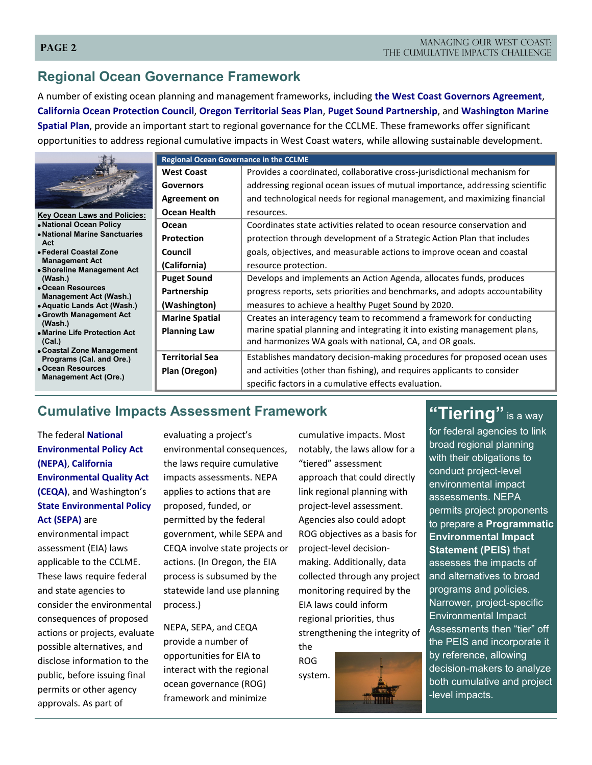## Regional Ocean Governance Framework

A number of existing ocean planning and management frameworks, including **the West Coast Governors Agreement**, **California Ocean Protection Council**, **Oregon Territorial Seas Plan**, **Puget Sound Partnership**, and **Washington Marine Spatial Plan**, provide an important start to regional governance for the CCLME. These frameworks offer significant opportunities to address regional cumulative impacts in West Coast waters, while allowing sustainable development.

**Key Ocean Laws and Policies:**

- National Ocean Policy
- National Marine Sanctuaries Act
- Federal Coastal Zone Management Act
- Shoreline Management Act (Wash.)
- Ocean Resources Management Act (Wash.)
- Aquatic Lands Act (Wash.)
- Growth Management Act (Wash.)
- Marine Life Protection Act (Cal.)
- Coastal Zone Management Programs (Cal. and Ore.)
- Ocean Resources Management Act (Ore.)

| Regional Ocean Governance in the CCLME | |
|---|---|
| **West Coast Governors Agreement on Ocean Health** | Provides a coordinated, collaborative cross-jurisdictional mechanism for addressing regional ocean issues of mutual importance, addressing scientific and technological needs for regional management, and maximizing financial resources. |
| **Ocean Protection Council (California)** | Coordinates state activities related to ocean resource conservation and protection through development of a Strategic Action Plan that includes goals, objectives, and measurable actions to improve ocean and coastal resource protection. |
| **Puget Sound Partnership (Washington)** | Develops and implements an Action Agenda, allocates funds, produces progress reports, sets priorities and benchmarks, and adopts accountability measures to achieve a healthy Puget Sound by 2020. |
| **Marine Spatial Planning Law** | Creates an interagency team to recommend a framework for conducting marine spatial planning and integrating it into existing management plans, and harmonizes WA goals with national, CA, and OR goals. |
| **Territorial Sea Plan (Oregon)** | Establishes mandatory decision-making procedures for proposed ocean uses and activities (other than fishing), and requires applicants to consider specific factors in a cumulative effects evaluation. |

## Cumulative Impacts Assessment Framework

The federal **National Environmental Policy Act (NEPA)**, **California Environmental Quality Act (CEQA)**, and Washington's **State Environmental Policy Act (SEPA)** are environmental impact assessment (EIA) laws applicable to the CCLME. These laws require federal and state agencies to consider the environmental consequences of proposed actions or projects, evaluate possible alternatives, and disclose information to the public, before issuing final permits or other agency approvals. As part of evaluating a project's environmental consequences, the laws require cumulative impacts assessments. NEPA applies to actions that are proposed, funded, or permitted by the federal government, while SEPA and CEQA involve state projects or actions. (In Oregon, the EIA process is subsumed by the statewide land use planning process.)

NEPA, SEPA, and CEQA provide a number of opportunities for EIA to interact with the regional ocean governance (ROG) framework and minimize cumulative impacts. Most notably, the laws allow for a "tiered" assessment approach that could directly link regional planning with project-level assessment. Agencies also could adopt ROG objectives as a basis for project-level decision-making. Additionally, data collected through any project monitoring required by the EIA laws could inform regional priorities, thus strengthening the integrity of the ROG system.

**"Tiering"** is a way for federal agencies to link broad regional planning with their obligations to conduct project-level environmental impact assessments. NEPA permits project proponents to prepare a **Programmatic Environmental Impact Statement (PEIS)** that assesses the impacts of and alternatives to broad programs and policies. Narrower, project-specific Environmental Impact Assessments then "tier" off the PEIS and incorporate it by reference, allowing decision-makers to analyze both cumulative and project-level impacts.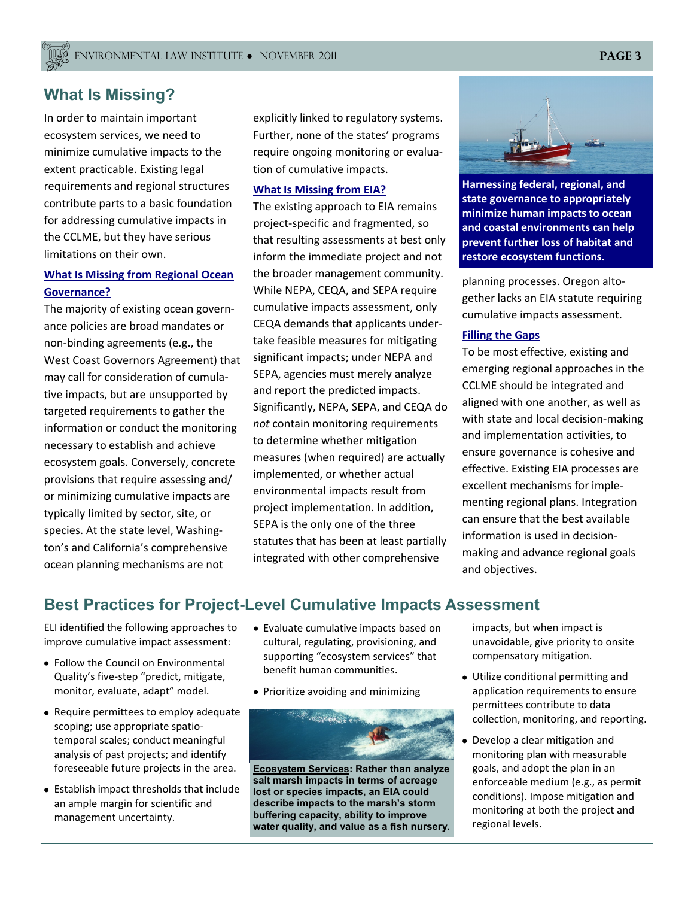## What Is Missing?

In order to maintain important ecosystem services, we need to minimize cumulative impacts to the extent practicable. Existing legal requirements and regional structures contribute parts to a basic foundation for addressing cumulative impacts in the CCLME, but they have serious limitations on their own.

### What Is Missing from Regional Ocean Governance?

The majority of existing ocean governance policies are broad mandates or non-binding agreements (e.g., the West Coast Governors Agreement) that may call for consideration of cumulative impacts, but are unsupported by targeted requirements to gather the information or conduct the monitoring necessary to establish and achieve ecosystem goals. Conversely, concrete provisions that require assessing and/or minimizing cumulative impacts are typically limited by sector, site, or species. At the state level, Washington's and California's comprehensive ocean planning mechanisms are not explicitly linked to regulatory systems. Further, none of the states' programs require ongoing monitoring or evaluation of cumulative impacts.

### What Is Missing from EIA?

The existing approach to EIA remains project-specific and fragmented, so that resulting assessments at best only inform the immediate project and not the broader management community. While NEPA, CEQA, and SEPA require cumulative impacts assessment, only CEQA demands that applicants undertake feasible measures for mitigating significant impacts; under NEPA and SEPA, agencies must merely analyze and report the predicted impacts. Significantly, NEPA, SEPA, and CEQA do *not* contain monitoring requirements to determine whether mitigation measures (when required) are actually implemented, or whether actual environmental impacts result from project implementation. In addition, SEPA is the only one of the three statutes that has been at least partially integrated with other comprehensive planning processes. Oregon altogether lacks an EIA statute requiring cumulative impacts assessment.

**Harnessing federal, regional, and state governance to appropriately minimize human impacts to ocean and coastal environments can help prevent further loss of habitat and restore ecosystem functions.**

### Filling the Gaps

To be most effective, existing and emerging regional approaches in the CCLME should be integrated and aligned with one another, as well as with state and local decision-making and implementation activities, to ensure governance is cohesive and effective. Existing EIA processes are excellent mechanisms for implementing regional plans. Integration can ensure that the best available information is used in decision-making and advance regional goals and objectives.

## Best Practices for Project-Level Cumulative Impacts Assessment

ELI identified the following approaches to improve cumulative impact assessment:

- Follow the Council on Environmental Quality's five-step "predict, mitigate, monitor, evaluate, adapt" model.
- Require permittees to employ adequate scoping; use appropriate spatio-temporal scales; conduct meaningful analysis of past projects; and identify foreseeable future projects in the area.
- Establish impact thresholds that include an ample margin for scientific and management uncertainty.
- Evaluate cumulative impacts based on cultural, regulating, provisioning, and supporting "ecosystem services" that benefit human communities.
- Prioritize avoiding and minimizing impacts, but when impact is unavoidable, give priority to onsite compensatory mitigation.
- Utilize conditional permitting and application requirements to ensure permittees contribute to data collection, monitoring, and reporting.
- Develop a clear mitigation and monitoring plan with measurable goals, and adopt the plan in an enforceable medium (e.g., as permit conditions). Impose mitigation and monitoring at both the project and regional levels.

**Ecosystem Services: Rather than analyze salt marsh impacts in terms of acreage lost or species impacts, an EIA could describe impacts to the marsh's storm buffering capacity, ability to improve water quality, and value as a fish nursery.**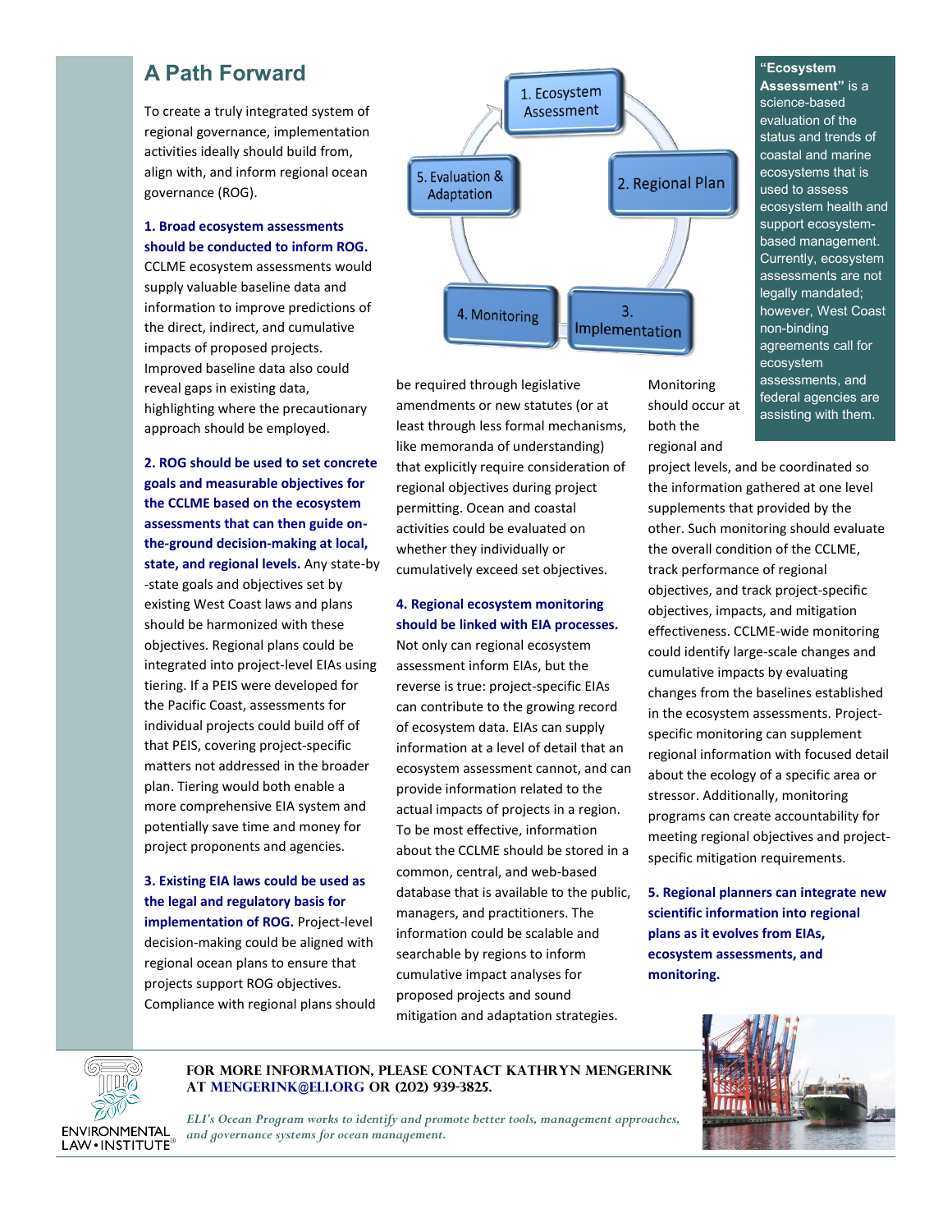## A Path Forward

To create a truly integrated system of regional governance, implementation activities ideally should build from, align with, and inform regional ocean governance (ROG).

**1. Broad ecosystem assessments should be conducted to inform ROG.** CCLME ecosystem assessments would supply valuable baseline data and information to improve predictions of the direct, indirect, and cumulative impacts of proposed projects. Improved baseline data also could reveal gaps in existing data, highlighting where the precautionary approach should be employed.

**2. ROG should be used to set concrete goals and measurable objectives for the CCLME based on the ecosystem assessments that can then guide on-the-ground decision-making at local, state, and regional levels.** Any state-by-state goals and objectives set by existing West Coast laws and plans should be harmonized with these objectives. Regional plans could be integrated into project-level EIAs using tiering. If a PEIS were developed for the Pacific Coast, assessments for individual projects could build off of that PEIS, covering project-specific matters not addressed in the broader plan. Tiering would both enable a more comprehensive EIA system and potentially save time and money for project proponents and agencies.

**3. Existing EIA laws could be used as the legal and regulatory basis for implementation of ROG.** Project-level decision-making could be aligned with regional ocean plans to ensure that projects support ROG objectives. Compliance with regional plans should be required through legislative amendments or new statutes (or at least through less formal mechanisms, like memoranda of understanding) that explicitly require consideration of regional objectives during project permitting. Ocean and coastal activities could be evaluated on whether they individually or cumulatively exceed set objectives.

1. Ecosystem Assessment

2. Regional Plan

3. Implementation

4. Monitoring

5. Evaluation & Adaptation

**4. Regional ecosystem monitoring should be linked with EIA processes.** Not only can regional ecosystem assessment inform EIAs, but the reverse is true: project-specific EIAs can contribute to the growing record of ecosystem data. EIAs can supply information at a level of detail that an ecosystem assessment cannot, and can provide information related to the actual impacts of projects in a region. To be most effective, information about the CCLME should be stored in a common, central, and web-based database that is available to the public, managers, and practitioners. The information could be scalable and searchable by regions to inform cumulative impact analyses for proposed projects and sound mitigation and adaptation strategies.

Monitoring should occur at both the regional and project levels, and be coordinated so the information gathered at one level supplements that provided by the other. Such monitoring should evaluate the overall condition of the CCLME, track performance of regional objectives, and track project-specific objectives, impacts, and mitigation effectiveness. CCLME-wide monitoring could identify large-scale changes and cumulative impacts by evaluating changes from the baselines established in the ecosystem assessments. Project-specific monitoring can supplement regional information with focused detail about the ecology of a specific area or stressor. Additionally, monitoring programs can create accountability for meeting regional objectives and project-specific mitigation requirements.

**5. Regional planners can integrate new scientific information into regional plans as it evolves from EIAs, ecosystem assessments, and monitoring.**

**"Ecosystem Assessment"** is a science-based evaluation of the status and trends of coastal and marine ecosystems that is used to assess ecosystem health and support ecosystem-based management. Currently, ecosystem assessments are not legally mandated; however, West Coast non-binding agreements call for ecosystem assessments, and federal agencies are assisting with them.

ENVIRONMENTAL LAW • INSTITUTE®

**FOR MORE INFORMATION, PLEASE CONTACT KATHRYN MENGERINK AT MENGERINK@ELI.ORG OR (202) 939-3825.**

*ELI's Ocean Program works to identify and promote better tools, management approaches, and governance systems for ocean management.*